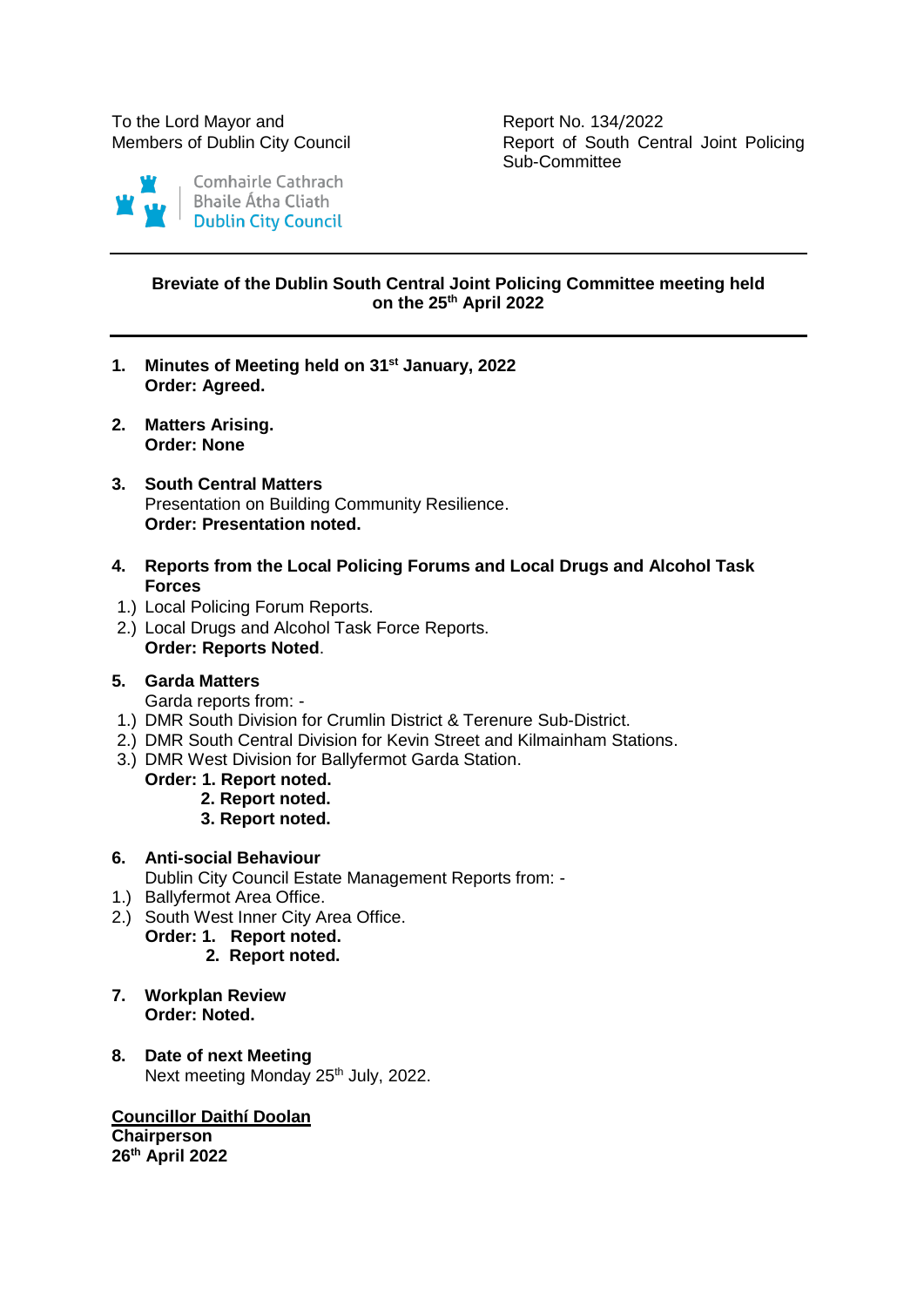To the Lord Mayor and
Members of Dublin City Council

Report No. 134/2022
Report of South Central Joint Policing Sub-Committee

Comhairle Cathrach
Bhaile Átha Cliath
Dublin City Council

---

**Breviate of the Dublin South Central Joint Policing Committee meeting held on the 25th April 2022**

---

1. **Minutes of Meeting held on 31st January, 2022**
   **Order: Agreed.**

2. **Matters Arising.**
   **Order: None**

3. **South Central Matters**
   Presentation on Building Community Resilience.
   **Order: Presentation noted.**

4. **Reports from the Local Policing Forums and Local Drugs and Alcohol Task Forces**
   1.) Local Policing Forum Reports.
   2.) Local Drugs and Alcohol Task Force Reports.
   **Order: Reports Noted**.

5. **Garda Matters**
   Garda reports from: -
   1.) DMR South Division for Crumlin District & Terenure Sub-District.
   2.) DMR South Central Division for Kevin Street and Kilmainham Stations.
   3.) DMR West Division for Ballyfermot Garda Station.
   **Order: 1. Report noted.**
   **2. Report noted.**
   **3. Report noted.**

6. **Anti-social Behaviour**
   Dublin City Council Estate Management Reports from: -
   1.) Ballyfermot Area Office.
   2.) South West Inner City Area Office.
   **Order: 1. Report noted.**
   **2. Report noted.**

7. **Workplan Review**
   **Order: Noted.**

8. **Date of next Meeting**
   Next meeting Monday 25th July, 2022.

**Councillor Daithí Doolan**
**Chairperson**
**26th April 2022**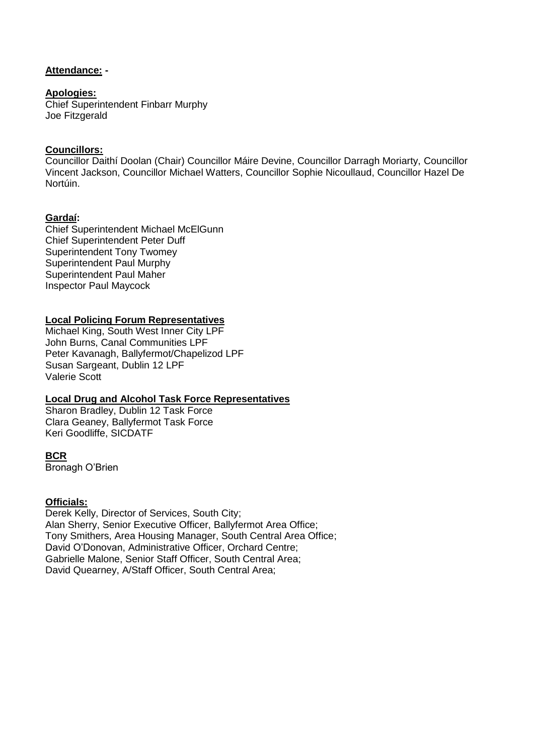**Attendance: -**

**Apologies:**
Chief Superintendent Finbarr Murphy
Joe Fitzgerald

**Councillors:**
Councillor Daithí Doolan (Chair) Councillor Máire Devine, Councillor Darragh Moriarty, Councillor Vincent Jackson, Councillor Michael Watters, Councillor Sophie Nicoullaud, Councillor Hazel De Nortúin.

**Gardaí:**
Chief Superintendent Michael McElGunn
Chief Superintendent Peter Duff
Superintendent Tony Twomey
Superintendent Paul Murphy
Superintendent Paul Maher
Inspector Paul Maycock

**Local Policing Forum Representatives**
Michael King, South West Inner City LPF
John Burns, Canal Communities LPF
Peter Kavanagh, Ballyfermot/Chapelizod LPF
Susan Sargeant, Dublin 12 LPF
Valerie Scott

**Local Drug and Alcohol Task Force Representatives**
Sharon Bradley, Dublin 12 Task Force
Clara Geaney, Ballyfermot Task Force
Keri Goodliffe, SICDATF

**BCR**
Bronagh O'Brien

**Officials:**
Derek Kelly, Director of Services, South City;
Alan Sherry, Senior Executive Officer, Ballyfermot Area Office;
Tony Smithers, Area Housing Manager, South Central Area Office;
David O'Donovan, Administrative Officer, Orchard Centre;
Gabrielle Malone, Senior Staff Officer, South Central Area;
David Quearney, A/Staff Officer, South Central Area;